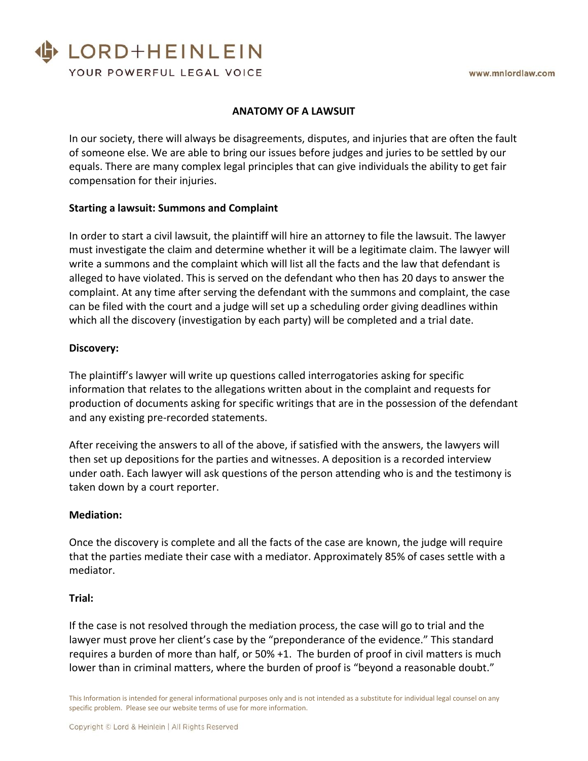# ANATOMY OF A LAWSUIT

In our society, there will always be disagreements, disputes, and injuries that are often the fault of someone else. We are able to bring our issues before judges and juries to be settled by our equals. There are many complex legal principles that can give individuals the ability to get fair compensation for their injuries.

**Starting a lawsuit: Summons and Complaint**

In order to start a civil lawsuit, the plaintiff will hire an attorney to file the lawsuit. The lawyer must investigate the claim and determine whether it will be a legitimate claim. The lawyer will write a summons and the complaint which will list all the facts and the law that defendant is alleged to have violated. This is served on the defendant who then has 20 days to answer the complaint. At any time after serving the defendant with the summons and complaint, the case can be filed with the court and a judge will set up a scheduling order giving deadlines within which all the discovery (investigation by each party) will be completed and a trial date.

**Discovery:**

The plaintiff's lawyer will write up questions called interrogatories asking for specific information that relates to the allegations written about in the complaint and requests for production of documents asking for specific writings that are in the possession of the defendant and any existing pre-recorded statements.

After receiving the answers to all of the above, if satisfied with the answers, the lawyers will then set up depositions for the parties and witnesses. A deposition is a recorded interview under oath. Each lawyer will ask questions of the person attending who is and the testimony is taken down by a court reporter.

**Mediation:**

Once the discovery is complete and all the facts of the case are known, the judge will require that the parties mediate their case with a mediator. Approximately 85% of cases settle with a mediator.

**Trial:**

If the case is not resolved through the mediation process, the case will go to trial and the lawyer must prove her client's case by the "preponderance of the evidence." This standard requires a burden of more than half, or 50% +1. The burden of proof in civil matters is much lower than in criminal matters, where the burden of proof is "beyond a reasonable doubt."

This Information is intended for general informational purposes only and is not intended as a substitute for individual legal counsel on any specific problem. Please see our website terms of use for more information.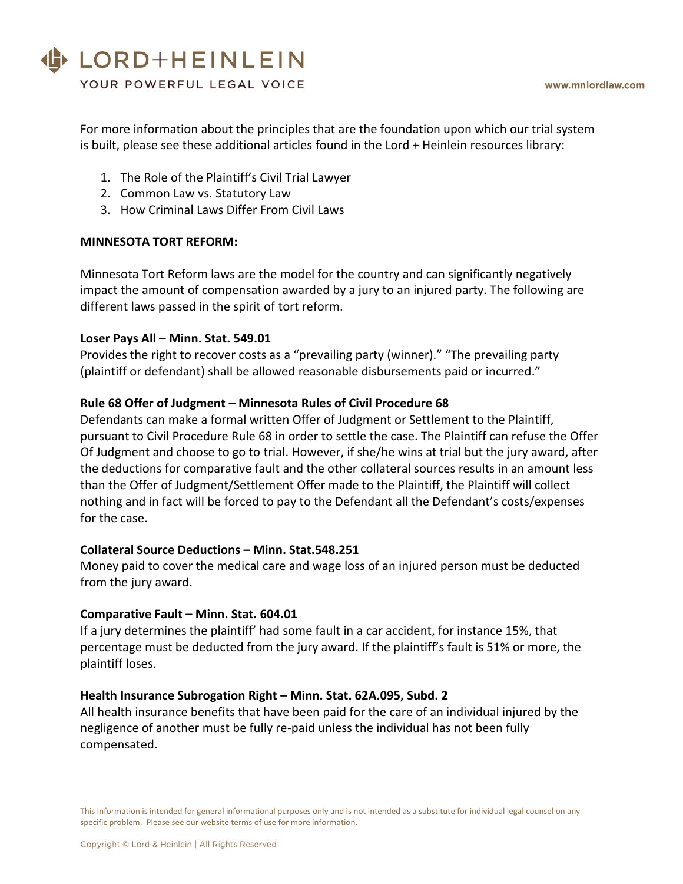For more information about the principles that are the foundation upon which our trial system is built, please see these additional articles found in the Lord + Heinlein resources library:

1. The Role of the Plaintiff's Civil Trial Lawyer
2. Common Law vs. Statutory Law
3. How Criminal Laws Differ From Civil Laws

**MINNESOTA TORT REFORM:**

Minnesota Tort Reform laws are the model for the country and can significantly negatively impact the amount of compensation awarded by a jury to an injured party. The following are different laws passed in the spirit of tort reform.

**Loser Pays All – Minn. Stat. 549.01**
Provides the right to recover costs as a "prevailing party (winner)." "The prevailing party (plaintiff or defendant) shall be allowed reasonable disbursements paid or incurred."

**Rule 68 Offer of Judgment – Minnesota Rules of Civil Procedure 68**
Defendants can make a formal written Offer of Judgment or Settlement to the Plaintiff, pursuant to Civil Procedure Rule 68 in order to settle the case. The Plaintiff can refuse the Offer Of Judgment and choose to go to trial. However, if she/he wins at trial but the jury award, after the deductions for comparative fault and the other collateral sources results in an amount less than the Offer of Judgment/Settlement Offer made to the Plaintiff, the Plaintiff will collect nothing and in fact will be forced to pay to the Defendant all the Defendant's costs/expenses for the case.

**Collateral Source Deductions – Minn. Stat.548.251**
Money paid to cover the medical care and wage loss of an injured person must be deducted from the jury award.

**Comparative Fault – Minn. Stat. 604.01**
If a jury determines the plaintiff' had some fault in a car accident, for instance 15%, that percentage must be deducted from the jury award. If the plaintiff's fault is 51% or more, the plaintiff loses.

**Health Insurance Subrogation Right – Minn. Stat. 62A.095, Subd. 2**
All health insurance benefits that have been paid for the care of an individual injured by the negligence of another must be fully re-paid unless the individual has not been fully compensated.

This Information is intended for general informational purposes only and is not intended as a substitute for individual legal counsel on any specific problem. Please see our website terms of use for more information.